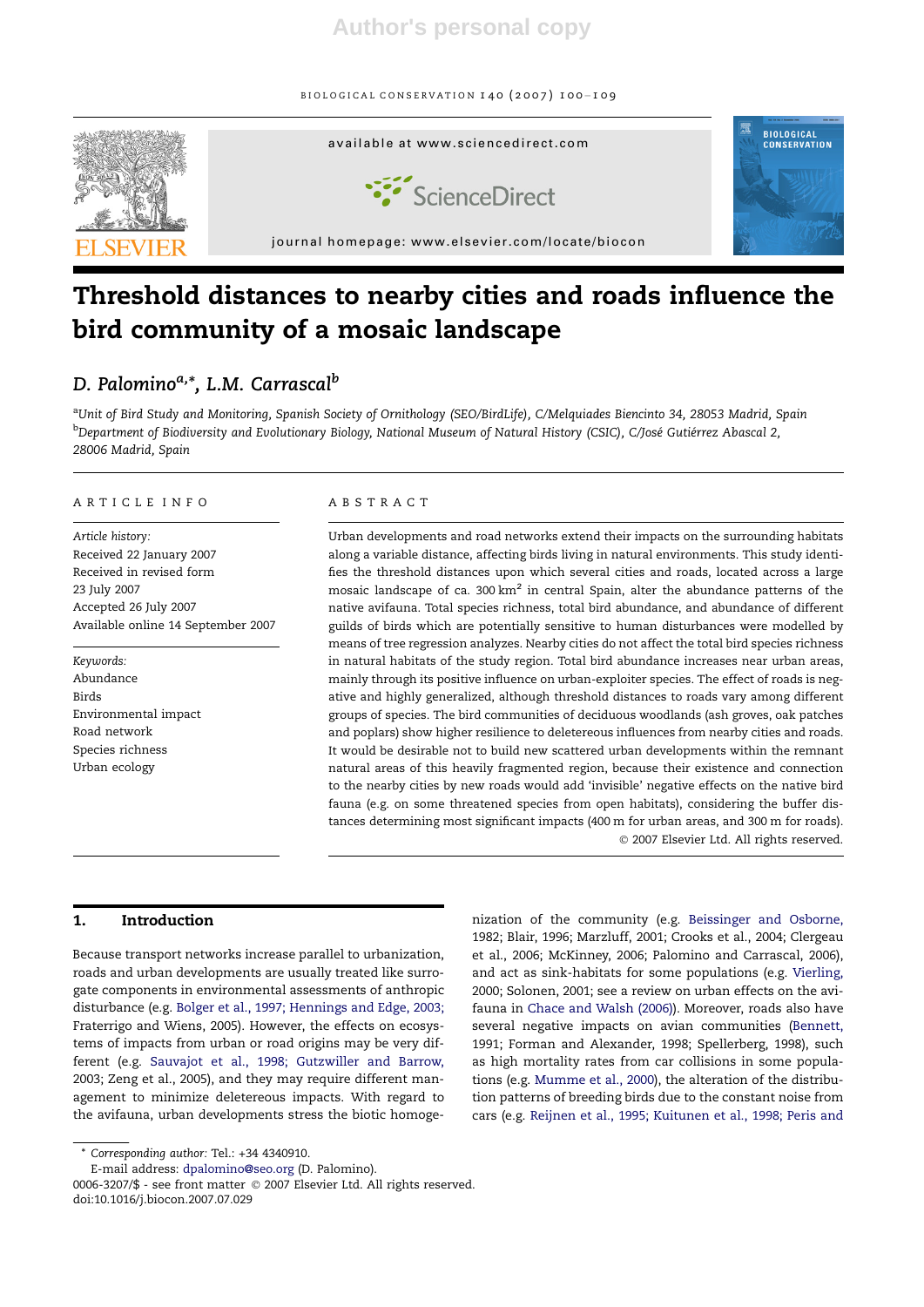# Threshold distances to nearby cities and roads influence the bird community of a mosaic landscape

*D. Palomino*[a,*], *L.M. Carrascal*[b]

[a]*Unit of Bird Study and Monitoring, Spanish Society of Ornithology (SEO/BirdLife), C/Melquiades Biencinto 34, 28053 Madrid, Spain*
[b]*Department of Biodiversity and Evolutionary Biology, National Museum of Natural History (CSIC), C/José Gutiérrez Abascal 2, 28006 Madrid, Spain*

## ARTICLE INFO

*Article history:*
Received 22 January 2007
Received in revised form 23 July 2007
Accepted 26 July 2007
Available online 14 September 2007

*Keywords:*
Abundance
Birds
Environmental impact
Road network
Species richness
Urban ecology

## ABSTRACT

Urban developments and road networks extend their impacts on the surrounding habitats along a variable distance, affecting birds living in natural environments. This study identifies the threshold distances upon which several cities and roads, located across a large mosaic landscape of ca. 300 km$^2$ in central Spain, alter the abundance patterns of the native avifauna. Total species richness, total bird abundance, and abundance of different guilds of birds which are potentially sensitive to human disturbances were modelled by means of tree regression analyzes. Nearby cities do not affect the total bird species richness in natural habitats of the study region. Total bird abundance increases near urban areas, mainly through its positive influence on urban-exploiter species. The effect of roads is negative and highly generalized, although threshold distances to roads vary among different groups of species. The bird communities of deciduous woodlands (ash groves, oak patches and poplars) show higher resilience to deleterious influences from nearby cities and roads. It would be desirable not to build new scattered urban developments within the remnant natural areas of this heavily fragmented region, because their existence and connection to the nearby cities by new roads would add 'invisible' negative effects on the native bird fauna (e.g. on some threatened species from open habitats), considering the buffer distances determining most significant impacts (400 m for urban areas, and 300 m for roads).

© 2007 Elsevier Ltd. All rights reserved.

## 1. Introduction

Because transport networks increase parallel to urbanization, roads and urban developments are usually treated like surrogate components in environmental assessments of anthropic disturbance (e.g. Bolger et al., 1997; Hennings and Edge, 2003; Fraterrigo and Wiens, 2005). However, the effects on ecosystems of impacts from urban or road origins may be very different (e.g. Sauvajot et al., 1998; Gutzwiller and Barrow, 2003; Zeng et al., 2005), and they may require different management to minimize deleterious impacts. With regard to the avifauna, urban developments stress the biotic homogenization of the community (e.g. Beissinger and Osborne, 1982; Blair, 1996; Marzluff, 2001; Crooks et al., 2004; Clergeau et al., 2006; McKinney, 2006; Palomino and Carrascal, 2006), and act as sink-habitats for some populations (e.g. Vierling, 2000; Solonen, 2001; see a review on urban effects on the avifauna in Chace and Walsh (2006)). Moreover, roads also have several negative impacts on avian communities (Bennett, 1991; Forman and Alexander, 1998; Spellerberg, 1998), such as high mortality rates from car collisions in some populations (e.g. Mumme et al., 2000), the alteration of the distribution patterns of breeding birds due to the constant noise from cars (e.g. Reijnen et al., 1995; Kuitunen et al., 1998; Peris and

* *Corresponding author:* Tel.: +34 4340910.
E-mail address: dpalomino@seo.org (D. Palomino).
0006-3207/$ - see front matter © 2007 Elsevier Ltd. All rights reserved.
doi:10.1016/j.biocon.2007.07.029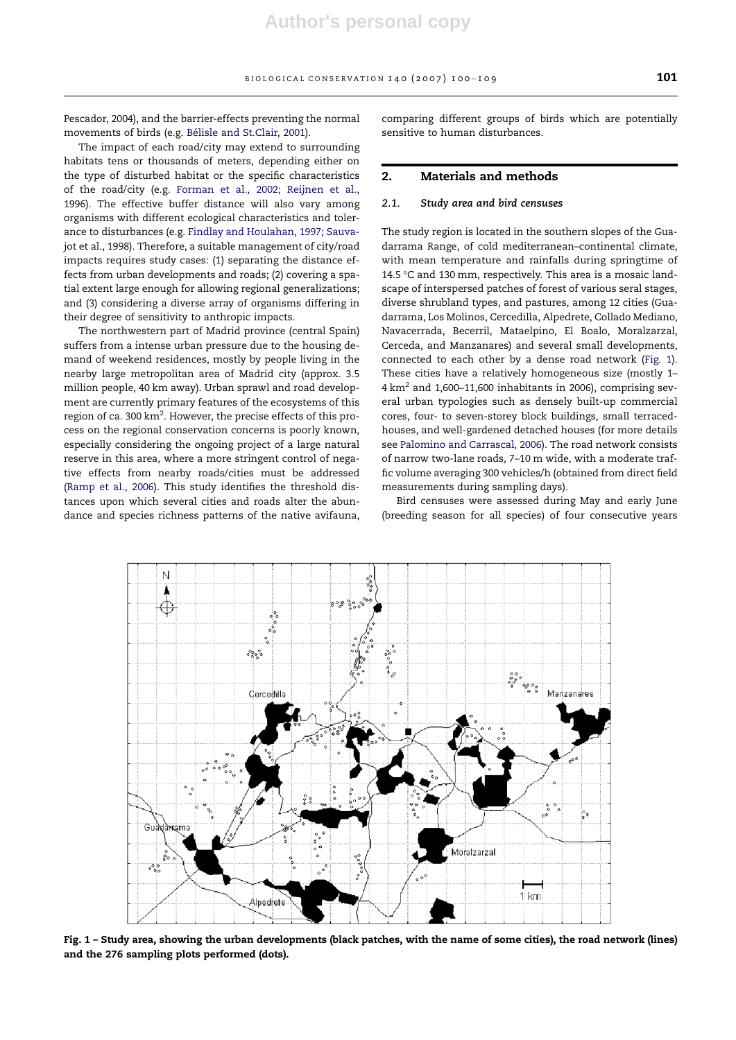Pescador, 2004), and the barrier-effects preventing the normal movements of birds (e.g. Bélisle and St.Clair, 2001).

The impact of each road/city may extend to surrounding habitats tens or thousands of meters, depending either on the type of disturbed habitat or the specific characteristics of the road/city (e.g. Forman et al., 2002; Reijnen et al., 1996). The effective buffer distance will also vary among organisms with different ecological characteristics and tolerance to disturbances (e.g. Findlay and Houlahan, 1997; Sauvajot et al., 1998). Therefore, a suitable management of city/road impacts requires study cases: (1) separating the distance effects from urban developments and roads; (2) covering a spatial extent large enough for allowing regional generalizations; and (3) considering a diverse array of organisms differing in their degree of sensitivity to anthropic impacts.

The northwestern part of Madrid province (central Spain) suffers from a intense urban pressure due to the housing demand of weekend residences, mostly by people living in the nearby large metropolitan area of Madrid city (approx. 3.5 million people, 40 km away). Urban sprawl and road development are currently primary features of the ecosystems of this region of ca. 300 km$^2$. However, the precise effects of this process on the regional conservation concerns is poorly known, especially considering the ongoing project of a large natural reserve in this area, where a more stringent control of negative effects from nearby roads/cities must be addressed (Ramp et al., 2006). This study identifies the threshold distances upon which several cities and roads alter the abundance and species richness patterns of the native avifauna, comparing different groups of birds which are potentially sensitive to human disturbances.

## 2. Materials and methods

### 2.1. Study area and bird censuses

The study region is located in the southern slopes of the Guadarrama Range, of cold mediterranean–continental climate, with mean temperature and rainfalls during springtime of 14.5 °C and 130 mm, respectively. This area is a mosaic landscape of interspersed patches of forest of various seral stages, diverse shrubland types, and pastures, among 12 cities (Guadarrama, Los Molinos, Cercedilla, Alpedrete, Collado Mediano, Navacerrada, Becerril, Mataelpino, El Boalo, Moralzarzal, Cerceda, and Manzanares) and several small developments, connected to each other by a dense road network (Fig. 1). These cities have a relatively homogeneous size (mostly 1–4 km$^2$ and 1,600–11,600 inhabitants in 2006), comprising several urban typologies such as densely built-up commercial cores, four- to seven-storey block buildings, small terraced-houses, and well-gardened detached houses (for more details see Palomino and Carrascal, 2006). The road network consists of narrow two-lane roads, 7–10 m wide, with a moderate traffic volume averaging 300 vehicles/h (obtained from direct field measurements during sampling days).

Bird censuses were assessed during May and early June (breeding season for all species) of four consecutive years

**Fig. 1 – Study area, showing the urban developments (black patches, with the name of some cities), the road network (lines) and the 276 sampling plots performed (dots).**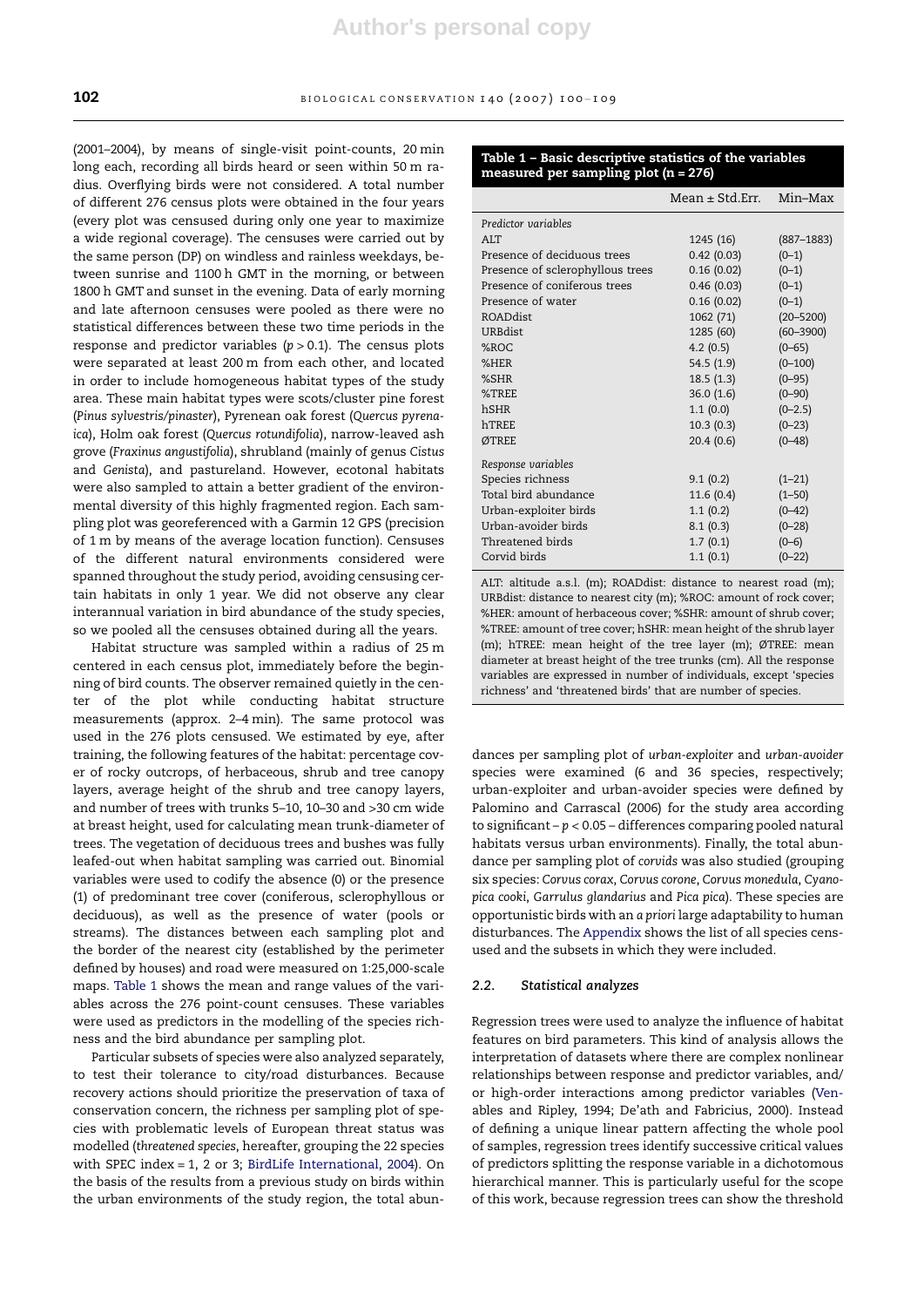(2001–2004), by means of single-visit point-counts, 20 min long each, recording all birds heard or seen within 50 m radius. Overflying birds were not considered. A total number of different 276 census plots were obtained in the four years (every plot was censused during only one year to maximize a wide regional coverage). The censuses were carried out by the same person (DP) on windless and rainless weekdays, between sunrise and 1100 h GMT in the morning, or between 1800 h GMT and sunset in the evening. Data of early morning and late afternoon censuses were pooled as there were no statistical differences between these two time periods in the response and predictor variables ($p > 0.1$). The census plots were separated at least 200 m from each other, and located in order to include homogeneous habitat types of the study area. These main habitat types were scots/cluster pine forest (*Pinus sylvestris/pinaster*), Pyrenean oak forest (*Quercus pyrenaica*), Holm oak forest (*Quercus rotundifolia*), narrow-leaved ash grove (*Fraxinus angustifolia*), shrubland (mainly of genus *Cistus* and *Genista*), and pastureland. However, ecotonal habitats were also sampled to attain a better gradient of the environmental diversity of this highly fragmented region. Each sampling plot was georeferenced with a Garmin 12 GPS (precision of 1 m by means of the average location function). Censuses of the different natural environments considered were spanned throughout the study period, avoiding censusing certain habitats in only 1 year. We did not observe any clear interannual variation in bird abundance of the study species, so we pooled all the censuses obtained during all the years.

Habitat structure was sampled within a radius of 25 m centered in each census plot, immediately before the beginning of bird counts. The observer remained quietly in the center of the plot while conducting habitat structure measurements (approx. 2–4 min). The same protocol was used in the 276 plots censused. We estimated by eye, after training, the following features of the habitat: percentage cover of rocky outcrops, of herbaceous, shrub and tree canopy layers, average height of the shrub and tree canopy layers, and number of trees with trunks 5–10, 10–30 and >30 cm wide at breast height, used for calculating mean trunk-diameter of trees. The vegetation of deciduous trees and bushes was fully leafed-out when habitat sampling was carried out. Binomial variables were used to codify the absence (0) or the presence (1) of predominant tree cover (coniferous, sclerophyllous or deciduous), as well as the presence of water (pools or streams). The distances between each sampling plot and the border of the nearest city (established by the perimeter defined by houses) and road were measured on 1:25,000-scale maps. Table 1 shows the mean and range values of the variables across the 276 point-count censuses. These variables were used as predictors in the modelling of the species richness and the bird abundance per sampling plot.

**Table 1 – Basic descriptive statistics of the variables measured per sampling plot (n = 276)**

| | Mean ± Std.Err. | Min–Max |
|---|---|---|
| *Predictor variables* | | |
| ALT | 1245 (16) | (887–1883) |
| Presence of deciduous trees | 0.42 (0.03) | (0–1) |
| Presence of sclerophyllous trees | 0.16 (0.02) | (0–1) |
| Presence of coniferous trees | 0.46 (0.03) | (0–1) |
| Presence of water | 0.16 (0.02) | (0–1) |
| ROADdist | 1062 (71) | (20–5200) |
| URBdist | 1285 (60) | (60–3900) |
| %ROC | 4.2 (0.5) | (0–65) |
| %HER | 54.5 (1.9) | (0–100) |
| %SHR | 18.5 (1.3) | (0–95) |
| %TREE | 36.0 (1.6) | (0–90) |
| hSHR | 1.1 (0.0) | (0–2.5) |
| hTREE | 10.3 (0.3) | (0–23) |
| ØTREE | 20.4 (0.6) | (0–48) |
| *Response variables* | | |
| Species richness | 9.1 (0.2) | (1–21) |
| Total bird abundance | 11.6 (0.4) | (1–50) |
| Urban-exploiter birds | 1.1 (0.2) | (0–42) |
| Urban-avoider birds | 8.1 (0.3) | (0–28) |
| Threatened birds | 1.7 (0.1) | (0–6) |
| Corvid birds | 1.1 (0.1) | (0–22) |

ALT: altitude a.s.l. (m); ROADdist: distance to nearest road (m); URBdist: distance to nearest city (m); %ROC: amount of rock cover; %HER: amount of herbaceous cover; %SHR: amount of shrub cover; %TREE: amount of tree cover; hSHR: mean height of the shrub layer (m); hTREE: mean height of the tree layer (m); ØTREE: mean diameter at breast height of the tree trunks (cm). All the response variables are expressed in number of individuals, except 'species richness' and 'threatened birds' that are number of species.

Particular subsets of species were also analyzed separately, to test their tolerance to city/road disturbances. Because recovery actions should prioritize the preservation of taxa of conservation concern, the richness per sampling plot of species with problematic levels of European threat status was modelled (*threatened species*, hereafter, grouping the 22 species with SPEC index = 1, 2 or 3; BirdLife International, 2004). On the basis of the results from a previous study on birds within the urban environments of the study region, the total abundances per sampling plot of *urban-exploiter* and *urban-avoider* species were examined (6 and 36 species, respectively; urban-exploiter and urban-avoider species were defined by Palomino and Carrascal (2006) for the study area according to significant – $p < 0.05$ – differences comparing pooled natural habitats versus urban environments). Finally, the total abundance per sampling plot of *corvids* was also studied (grouping six species: *Corvus corax*, *Corvus corone*, *Corvus monedula*, *Cyanopica cooki*, *Garrulus glandarius* and *Pica pica*). These species are opportunistic birds with an *a priori* large adaptability to human disturbances. The Appendix shows the list of all species censused and the subsets in which they were included.

### 2.2. Statistical analyzes

Regression trees were used to analyze the influence of habitat features on bird parameters. This kind of analysis allows the interpretation of datasets where there are complex nonlinear relationships between response and predictor variables, and/or high-order interactions among predictor variables (Venables and Ripley, 1994; De'ath and Fabricius, 2000). Instead of defining a unique linear pattern affecting the whole pool of samples, regression trees identify successive critical values of predictors splitting the response variable in a dichotomous hierarchical manner. This is particularly useful for the scope of this work, because regression trees can show the threshold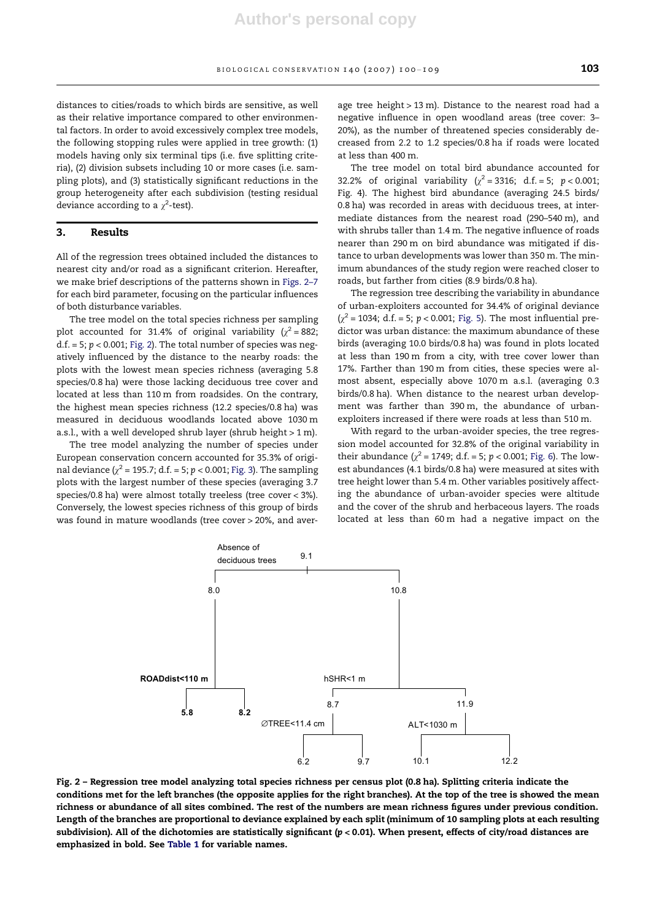distances to cities/roads to which birds are sensitive, as well as their relative importance compared to other environmental factors. In order to avoid excessively complex tree models, the following stopping rules were applied in tree growth: (1) models having only six terminal tips (i.e. five splitting criteria), (2) division subsets including 10 or more cases (i.e. sampling plots), and (3) statistically significant reductions in the group heterogeneity after each subdivision (testing residual deviance according to a $\chi^2$-test).

## 3. Results

All of the regression trees obtained included the distances to nearest city and/or road as a significant criterion. Hereafter, we make brief descriptions of the patterns shown in Figs. 2–7 for each bird parameter, focusing on the particular influences of both disturbance variables.

The tree model on the total species richness per sampling plot accounted for 31.4% of original variability ($\chi^2 = 882$; d.f. = 5; $p < 0.001$; Fig. 2). The total number of species was negatively influenced by the distance to the nearby roads: the plots with the lowest mean species richness (averaging 5.8 species/0.8 ha) were those lacking deciduous tree cover and located at less than 110 m from roadsides. On the contrary, the highest mean species richness (12.2 species/0.8 ha) was measured in deciduous woodlands located above 1030 m a.s.l., with a well developed shrub layer (shrub height > 1 m).

The tree model analyzing the number of species under European conservation concern accounted for 35.3% of original deviance ($\chi^2 = 195.7$; d.f. = 5; $p < 0.001$; Fig. 3). The sampling plots with the largest number of these species (averaging 3.7 species/0.8 ha) were almost totally treeless (tree cover < 3%). Conversely, the lowest species richness of this group of birds was found in mature woodlands (tree cover > 20%, and average tree height > 13 m). Distance to the nearest road had a negative influence in open woodland areas (tree cover: 3–20%), as the number of threatened species considerably decreased from 2.2 to 1.2 species/0.8 ha if roads were located at less than 400 m.

The tree model on total bird abundance accounted for 32.2% of original variability ($\chi^2 = 3316$; d.f. = 5; $p < 0.001$; Fig. 4). The highest bird abundance (averaging 24.5 birds/0.8 ha) was recorded in areas with deciduous trees, at intermediate distances from the nearest road (290–540 m), and with shrubs taller than 1.4 m. The negative influence of roads nearer than 290 m on bird abundance was mitigated if distance to urban developments was lower than 350 m. The minimum abundances of the study region were reached closer to roads, but farther from cities (8.9 birds/0.8 ha).

The regression tree describing the variability in abundance of urban-exploiters accounted for 34.4% of original deviance ($\chi^2 = 1034$; d.f. = 5; $p < 0.001$; Fig. 5). The most influential predictor was urban distance: the maximum abundance of these birds (averaging 10.0 birds/0.8 ha) was found in plots located at less than 190 m from a city, with tree cover lower than 17%. Farther than 190 m from cities, these species were almost absent, especially above 1070 m a.s.l. (averaging 0.3 birds/0.8 ha). When distance to the nearest urban development was farther than 390 m, the abundance of urban-exploiters increased if there were roads at less than 510 m.

With regard to the urban-avoider species, the tree regression model accounted for 32.8% of the original variability in their abundance ($\chi^2 = 1749$; d.f. = 5; $p < 0.001$; Fig. 6). The lowest abundances (4.1 birds/0.8 ha) were measured at sites with tree height lower than 5.4 m. Other variables positively affecting the abundance of urban-avoider species were altitude and the cover of the shrub and herbaceous layers. The roads located at less than 60 m had a negative impact on the

Fig. 2 – Regression tree model analyzing total species richness per census plot (0.8 ha). Splitting criteria indicate the conditions met for the left branches (the opposite applies for the right branches). At the top of the tree is showed the mean richness or abundance of all sites combined. The rest of the numbers are mean richness figures under previous condition. Length of the branches are proportional to deviance explained by each split (minimum of 10 sampling plots at each resulting subdivision). All of the dichotomies are statistically significant ($p < 0.01$). When present, effects of city/road distances are emphasized in bold. See Table 1 for variable names.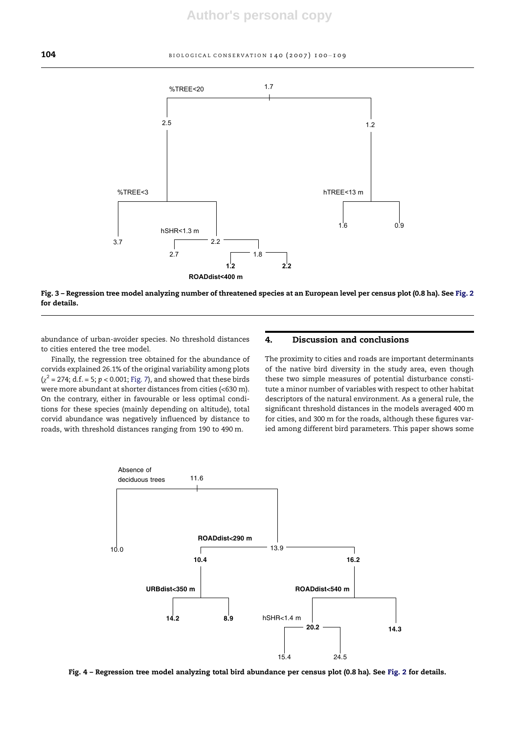Fig. 3 – Regression tree model analyzing number of threatened species at an European level per census plot (0.8 ha). See Fig. 2 for details.

abundance of urban-avoider species. No threshold distances to cities entered the tree model.

Finally, the regression tree obtained for the abundance of corvids explained 26.1% of the original variability among plots ($\chi^2 = 274$; d.f. = 5; $p < 0.001$; Fig. 7), and showed that these birds were more abundant at shorter distances from cities (<630 m). On the contrary, either in favourable or less optimal conditions for these species (mainly depending on altitude), total corvid abundance was negatively influenced by distance to roads, with threshold distances ranging from 190 to 490 m.

## 4. Discussion and conclusions

The proximity to cities and roads are important determinants of the native bird diversity in the study area, even though these two simple measures of potential disturbance constitute a minor number of variables with respect to other habitat descriptors of the natural environment. As a general rule, the significant threshold distances in the models averaged 400 m for cities, and 300 m for the roads, although these figures varied among different bird parameters. This paper shows some

Fig. 4 – Regression tree model analyzing total bird abundance per census plot (0.8 ha). See Fig. 2 for details.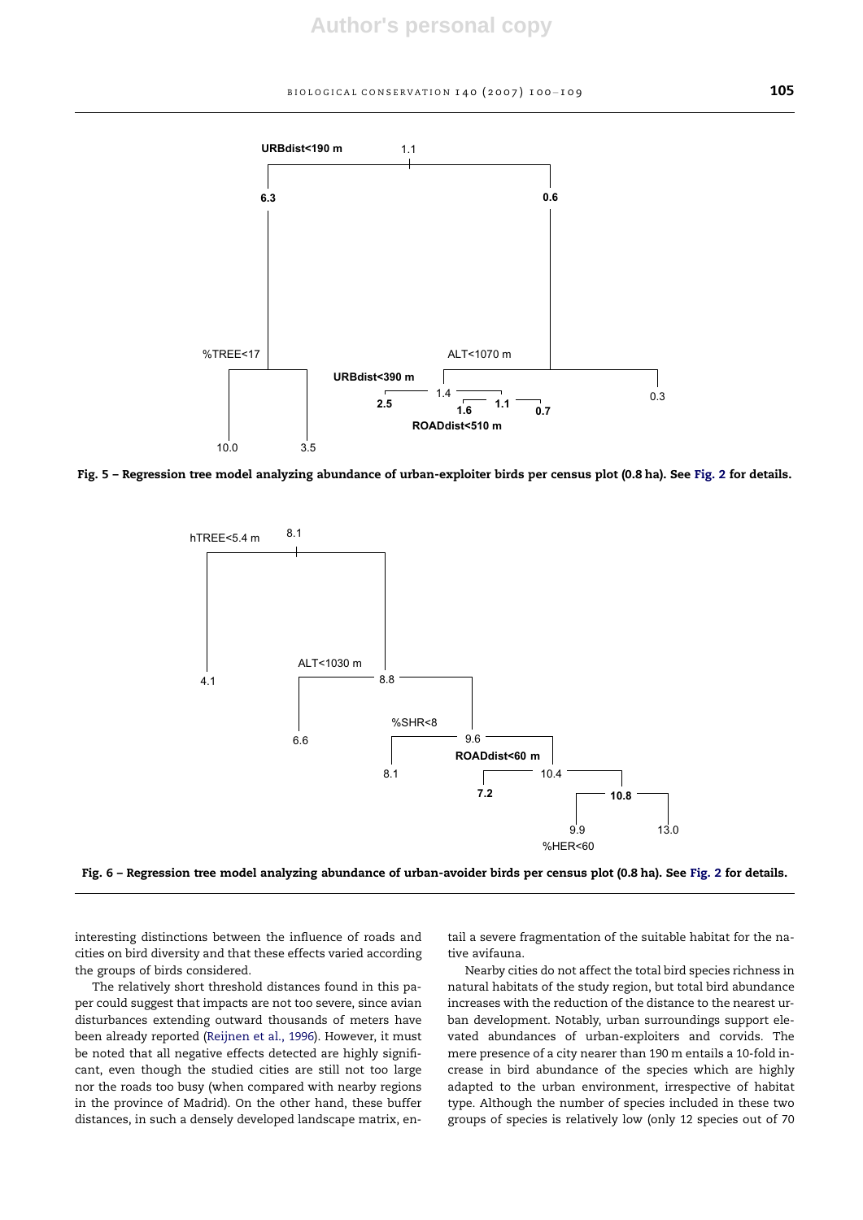Fig. 5 – Regression tree model analyzing abundance of urban-exploiter birds per census plot (0.8 ha). See Fig. 2 for details.

Fig. 6 – Regression tree model analyzing abundance of urban-avoider birds per census plot (0.8 ha). See Fig. 2 for details.

interesting distinctions between the influence of roads and cities on bird diversity and that these effects varied according the groups of birds considered.

The relatively short threshold distances found in this paper could suggest that impacts are not too severe, since avian disturbances extending outward thousands of meters have been already reported (Reijnen et al., 1996). However, it must be noted that all negative effects detected are highly significant, even though the studied cities are still not too large nor the roads too busy (when compared with nearby regions in the province of Madrid). On the other hand, these buffer distances, in such a densely developed landscape matrix, entail a severe fragmentation of the suitable habitat for the native avifauna.

Nearby cities do not affect the total bird species richness in natural habitats of the study region, but total bird abundance increases with the reduction of the distance to the nearest urban development. Notably, urban surroundings support elevated abundances of urban-exploiters and corvids. The mere presence of a city nearer than 190 m entails a 10-fold increase in bird abundance of the species which are highly adapted to the urban environment, irrespective of habitat type. Although the number of species included in these two groups of species is relatively low (only 12 species out of 70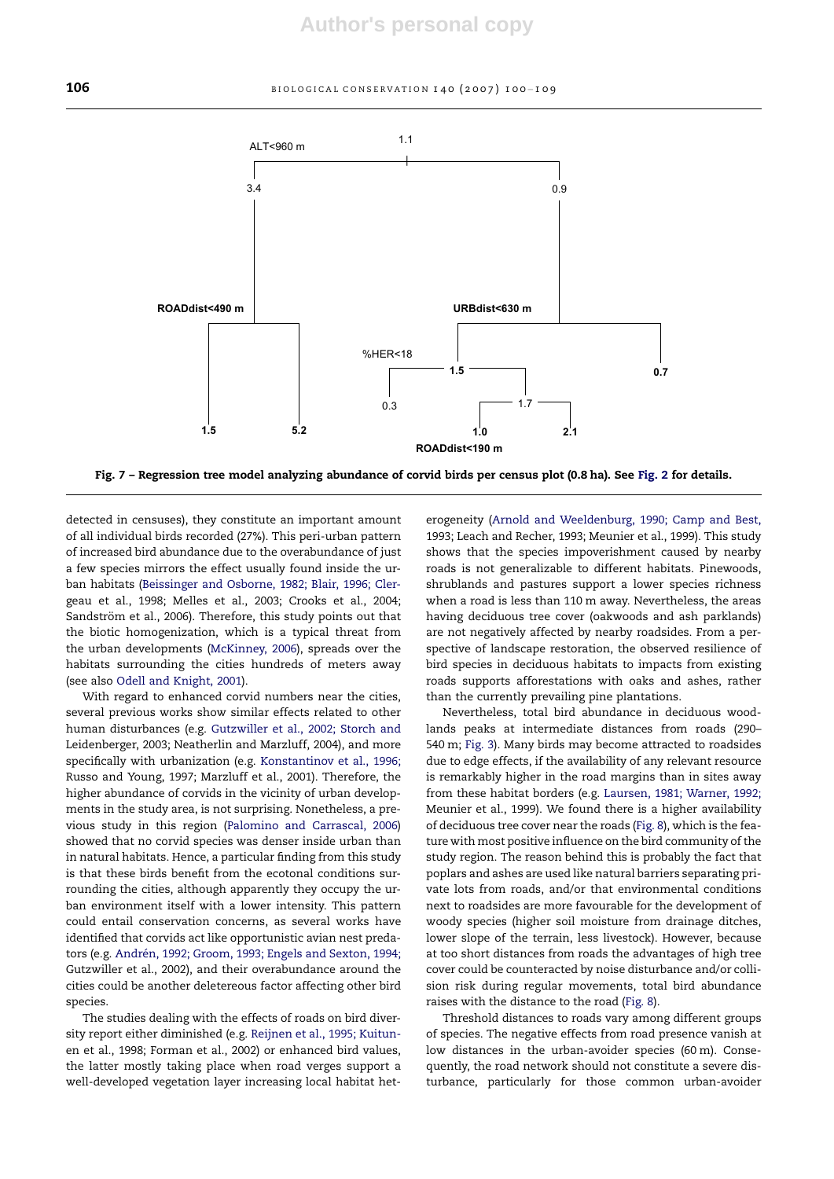Fig. 7 – Regression tree model analyzing abundance of corvid birds per census plot (0.8 ha). See Fig. 2 for details.

detected in censuses), they constitute an important amount of all individual birds recorded (27%). This peri-urban pattern of increased bird abundance due to the overabundance of just a few species mirrors the effect usually found inside the urban habitats (Beissinger and Osborne, 1982; Blair, 1996; Clergeau et al., 1998; Melles et al., 2003; Crooks et al., 2004; Sandström et al., 2006). Therefore, this study points out that the biotic homogenization, which is a typical threat from the urban developments (McKinney, 2006), spreads over the habitats surrounding the cities hundreds of meters away (see also Odell and Knight, 2001).

With regard to enhanced corvid numbers near the cities, several previous works show similar effects related to other human disturbances (e.g. Gutzwiller et al., 2002; Storch and Leidenberger, 2003; Neatherlin and Marzluff, 2004), and more specifically with urbanization (e.g. Konstantinov et al., 1996; Russo and Young, 1997; Marzluff et al., 2001). Therefore, the higher abundance of corvids in the vicinity of urban developments in the study area, is not surprising. Nonetheless, a previous study in this region (Palomino and Carrascal, 2006) showed that no corvid species was denser inside urban than in natural habitats. Hence, a particular finding from this study is that these birds benefit from the ecotonal conditions surrounding the cities, although apparently they occupy the urban environment itself with a lower intensity. This pattern could entail conservation concerns, as several works have identified that corvids act like opportunistic avian nest predators (e.g. Andrén, 1992; Groom, 1993; Engels and Sexton, 1994; Gutzwiller et al., 2002), and their overabundance around the cities could be another deletereous factor affecting other bird species.

The studies dealing with the effects of roads on bird diversity report either diminished (e.g. Reijnen et al., 1995; Kuitunen et al., 1998; Forman et al., 2002) or enhanced bird values, the latter mostly taking place when road verges support a well-developed vegetation layer increasing local habitat heterogeneity (Arnold and Weeldenburg, 1990; Camp and Best, 1993; Leach and Recher, 1993; Meunier et al., 1999). This study shows that the species impoverishment caused by nearby roads is not generalizable to different habitats. Pinewoods, shrublands and pastures support a lower species richness when a road is less than 110 m away. Nevertheless, the areas having deciduous tree cover (oakwoods and ash parklands) are not negatively affected by nearby roadsides. From a perspective of landscape restoration, the observed resilience of bird species in deciduous habitats to impacts from existing roads supports afforestations with oaks and ashes, rather than the currently prevailing pine plantations.

Nevertheless, total bird abundance in deciduous woodlands peaks at intermediate distances from roads (290–540 m; Fig. 3). Many birds may become attracted to roadsides due to edge effects, if the availability of any relevant resource is remarkably higher in the road margins than in sites away from these habitat borders (e.g. Laursen, 1981; Warner, 1992; Meunier et al., 1999). We found there is a higher availability of deciduous tree cover near the roads (Fig. 8), which is the feature with most positive influence on the bird community of the study region. The reason behind this is probably the fact that poplars and ashes are used like natural barriers separating private lots from roads, and/or that environmental conditions next to roadsides are more favourable for the development of woody species (higher soil moisture from drainage ditches, lower slope of the terrain, less livestock). However, because at too short distances from roads the advantages of high tree cover could be counteracted by noise disturbance and/or collision risk during regular movements, total bird abundance raises with the distance to the road (Fig. 8).

Threshold distances to roads vary among different groups of species. The negative effects from road presence vanish at low distances in the urban-avoider species (60 m). Consequently, the road network should not constitute a severe disturbance, particularly for those common urban-avoider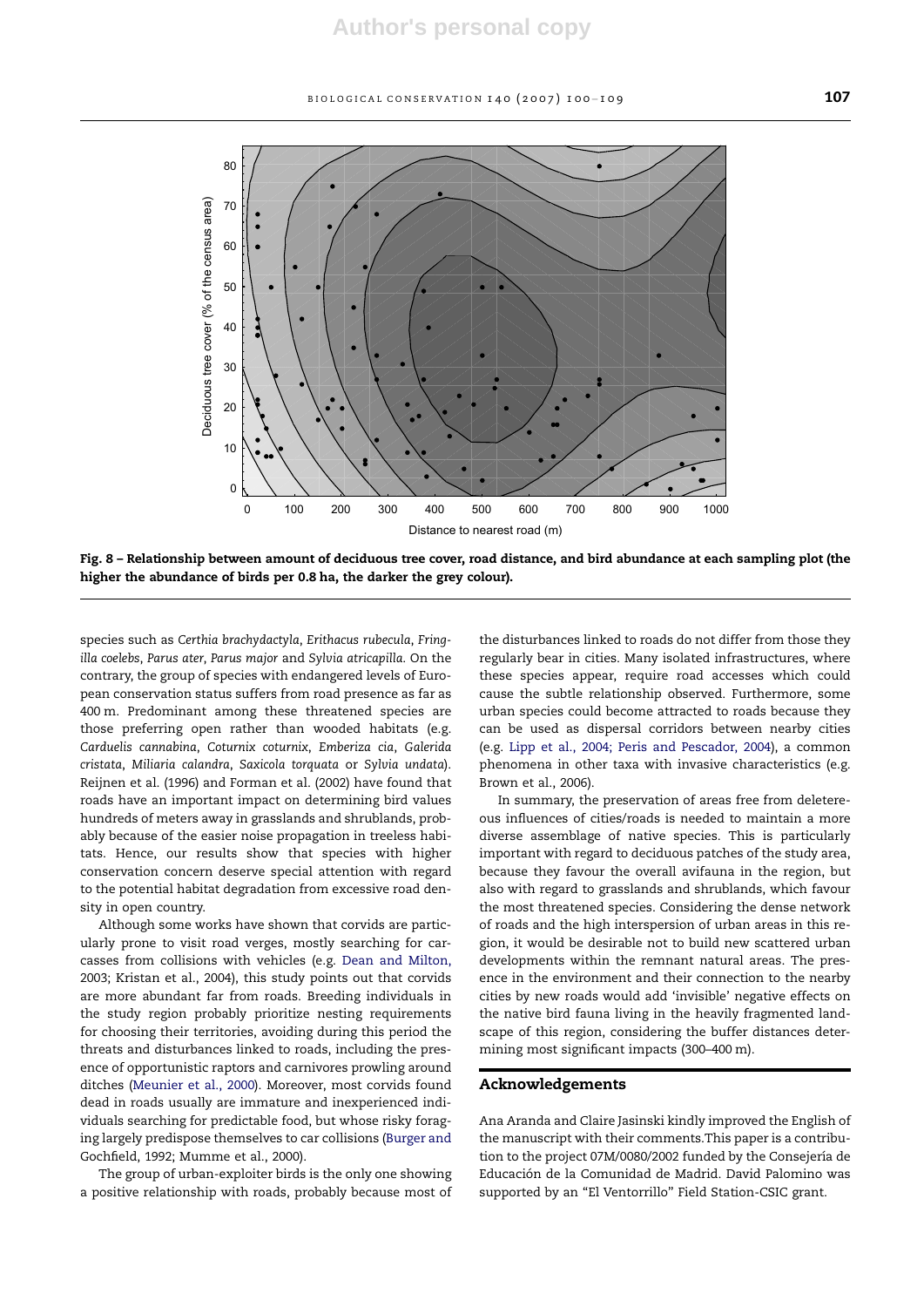Fig. 8 – Relationship between amount of deciduous tree cover, road distance, and bird abundance at each sampling plot (the higher the abundance of birds per 0.8 ha, the darker the grey colour).

species such as *Certhia brachydactyla*, *Erithacus rubecula*, *Fringilla coelebs*, *Parus ater*, *Parus major* and *Sylvia atricapilla*. On the contrary, the group of species with endangered levels of European conservation status suffers from road presence as far as 400 m. Predominant among these threatened species are those preferring open rather than wooded habitats (e.g. *Carduelis cannabina*, *Coturnix coturnix*, *Emberiza cia*, *Galerida cristata*, *Miliaria calandra*, *Saxicola torquata* or *Sylvia undata*). Reijnen et al. (1996) and Forman et al. (2002) have found that roads have an important impact on determining bird values hundreds of meters away in grasslands and shrublands, probably because of the easier noise propagation in treeless habitats. Hence, our results show that species with higher conservation concern deserve special attention with regard to the potential habitat degradation from excessive road density in open country.

Although some works have shown that corvids are particularly prone to visit road verges, mostly searching for carcasses from collisions with vehicles (e.g. Dean and Milton, 2003; Kristan et al., 2004), this study points out that corvids are more abundant far from roads. Breeding individuals in the study region probably prioritize nesting requirements for choosing their territories, avoiding during this period the threats and disturbances linked to roads, including the presence of opportunistic raptors and carnivores prowling around ditches (Meunier et al., 2000). Moreover, most corvids found dead in roads usually are immature and inexperienced individuals searching for predictable food, but whose risky foraging largely predispose themselves to car collisions (Burger and Gochfield, 1992; Mumme et al., 2000).

The group of urban-exploiter birds is the only one showing a positive relationship with roads, probably because most of the disturbances linked to roads do not differ from those they regularly bear in cities. Many isolated infrastructures, where these species appear, require road accesses which could cause the subtle relationship observed. Furthermore, some urban species could become attracted to roads because they can be used as dispersal corridors between nearby cities (e.g. Lipp et al., 2004; Peris and Pescador, 2004), a common phenomena in other taxa with invasive characteristics (e.g. Brown et al., 2006).

In summary, the preservation of areas free from deleterious influences of cities/roads is needed to maintain a more diverse assemblage of native species. This is particularly important with regard to deciduous patches of the study area, because they favour the overall avifauna in the region, but also with regard to grasslands and shrublands, which favour the most threatened species. Considering the dense network of roads and the high interspersion of urban areas in this region, it would be desirable not to build new scattered urban developments within the remnant natural areas. The presence in the environment and their connection to the nearby cities by new roads would add 'invisible' negative effects on the native bird fauna living in the heavily fragmented landscape of this region, considering the buffer distances determining most significant impacts (300–400 m).

## Acknowledgements

Ana Aranda and Claire Jasinski kindly improved the English of the manuscript with their comments.This paper is a contribution to the project 07M/0080/2002 funded by the Consejería de Educación de la Comunidad de Madrid. David Palomino was supported by an "El Ventorrillo" Field Station-CSIC grant.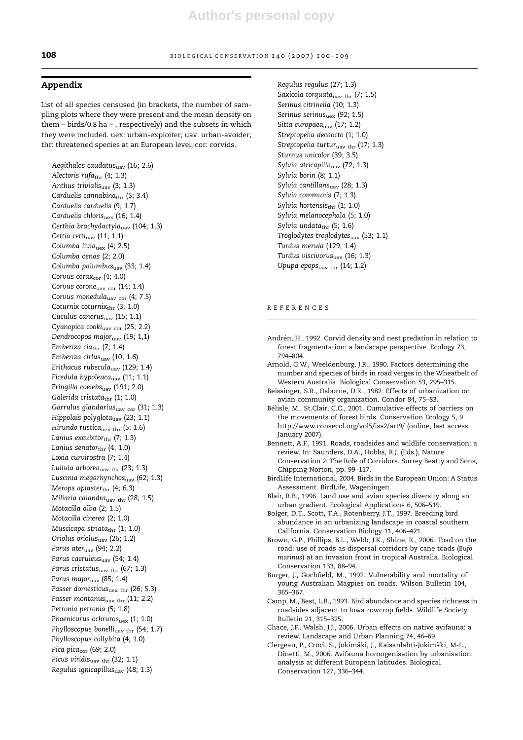## Appendix

List of all species censused (in brackets, the number of sampling plots where they were present and the mean density on them – birds/0.8 ha – , respectively) and the subsets in which they were included. uex: urban-exploiter; uav: urban-avoider; thr: threatened species at an European level; cor: corvids.

*Aegithalos caudatus*$_{uav}$ (16; 2.6)
*Alectoris rufa*$_{thr}$ (4; 1.3)
*Anthus trivialis*$_{uav}$ (3; 1.3)
*Carduelis cannabina*$_{thr}$ (5; 3.4)
*Carduelis carduelis* (9; 1.7)
*Carduelis chloris*$_{uex}$ (16; 1.4)
*Certhia brachydactyla*$_{uav}$ (104; 1.3)
*Cettia cetti*$_{uav}$ (11; 1.1)
*Columba livia*$_{uex}$ (4; 2.5)
*Columba oenas* (2; 2.0)
*Columba palumbus*$_{uav}$ (33; 1.4)
*Corvus corax*$_{cor}$ (4; 4.0)
*Corvus corone*$_{uav\ cor}$ (14; 1.4)
*Corvus monedula*$_{uav\ cor}$ (4; 7.5)
*Coturnix coturnix*$_{thr}$ (3; 1.0)
*Cuculus canorus*$_{uav}$ (15; 1.1)
*Cyanopica cooki*$_{uav\ cor}$ (25; 2.2)
*Dendrocopos major*$_{uav}$ (19; 1,1)
*Emberiza cia*$_{thr}$ (7; 1.4)
*Emberiza cirlus*$_{uav}$ (10; 1.6)
*Erithacus rubecula*$_{uav}$ (129; 1.4)
*Ficedula hypoleuca*$_{uav}$ (11; 1.1)
*Fringilla coelebs*$_{uav}$ (191; 2.0)
*Galerida cristata*$_{thr}$ (1; 1.0)
*Garrulus glandarius*$_{uav\ cor}$ (31; 1.3)
*Hippolais polyglota*$_{uav}$ (23; 1.1)
*Hirundo rustica*$_{uex\ thr}$ (5; 1.6)
*Lanius excubitor*$_{thr}$ (7; 1.3)
*Lanius senator*$_{thr}$ (4; 1.0)
*Loxia curvirostra* (7; 1.4)
*Lullula arborea*$_{uav\ thr}$ (23; 1.3)
*Luscinia megarhynchos*$_{uav}$ (62; 1.3)
*Merops apiaster*$_{thr}$ (4; 6.3)
*Miliaria calandra*$_{uav\ thr}$ (28; 1.5)
*Motacilla alba* (2; 1.5)
*Motacilla cinerea* (2; 1.0)
*Muscicapa striata*$_{thr}$ (1; 1.0)
*Oriolus oriolus*$_{uav}$ (26; 1.2)
*Parus ater*$_{uav}$ (94; 2.2)
*Parus caeruleus*$_{uav}$ (54; 1.4)
*Parus cristatus*$_{uav\ thr}$ (67; 1.3)
*Parus major*$_{uav}$ (85; 1.4)
*Passer domesticus*$_{uex\ thr}$ (26; 5.3)
*Passer montanus*$_{uav\ thr}$ (11; 2.2)
*Petronia petronia* (5; 1.8)
*Phoenicurus ochruros*$_{uex}$ (1; 1.0)
*Phylloscopus bonelli*$_{uav\ thr}$ (54; 1.7)
*Phylloscopus collybita* (4; 1.0)
*Pica pica*$_{cor}$ (69; 2.0)
*Picus viridis*$_{uav\ thr}$ (32; 1.1)
*Regulus ignicapillus*$_{uav}$ (48; 1.3)
*Regulus regulus* (27; 1.3)
*Saxicola torquata*$_{uav\ thr}$ (7; 1.5)
*Serinus citrinella* (10; 1.3)
*Serinus serinus*$_{uex}$ (92; 1.5)
*Sitta europaea*$_{uav}$ (17; 1.2)
*Streptopelia decaocto* (1; 1.0)
*Streptopelia turtur*$_{uav\ thr}$ (17; 1.3)
*Sturnus unicolor* (39; 3.5)
*Sylvia atricapilla*$_{uav}$ (72; 1.3)
*Sylvia borin* (8; 1.1)
*Sylvia cantillans*$_{uav}$ (28; 1.3)
*Sylvia communis* (7; 1.3)
*Sylvia hortensis*$_{thr}$ (1; 1.0)
*Sylvia melanocephala* (5; 1.0)
*Sylvia undata*$_{thr}$ (5; 1.6)
*Troglodytes troglodytes*$_{uav}$ (53; 1.1)
*Turdus merula* (129; 1.4)
*Turdus viscivorus*$_{uav}$ (16; 1.3)
*Upupa epops*$_{uav\ thr}$ (14; 1.2)

## REFERENCES

Andrén, H., 1992. Corvid density and nest predation in relation to forest fragmentation: a landscape perspective. Ecology 73, 794–804.

Arnold, G.W., Weeldenburg, J.R., 1990. Factors determining the number and species of birds in road verges in the Wheatbelt of Western Australia. Biological Conservation 53, 295–315.

Beissinger, S.R., Osborne, D.R., 1982. Effects of urbanization on avian community organization. Condor 84, 75–83.

Bélisle, M., St.Clair, C.C., 2001. Cumulative effects of barriers on the movements of forest birds. Conservation Ecology 5, 9 http://www.consecol.org/vol5/iss2/art9/ (online, last access: January 2007).

Bennett, A.F., 1991. Roads, roadsides and wildlife conservation: a review. In: Saunders, D.A., Hobbs, R.J. (Eds.), Nature Conservation 2: The Role of Corridors. Surrey Beatty and Sons, Chipping Norton, pp. 99–117.

BirdLife International, 2004. Birds in the European Union: A Status Assessment. BirdLife, Wageningen.

Blair, R.B., 1996. Land use and avian species diversity along an urban gradient. Ecological Applications 6, 506–519.

Bolger, D.T., Scott, T.A., Rotenberry, J.T., 1997. Breeding bird abundance in an urbanizing landscape in coastal southern California. Conservation Biology 11, 406–421.

Brown, G.P., Phillips, B.L., Webb, J.K., Shine, R., 2006. Toad on the road: use of roads as dispersal corridors by cane toads (*Bufo marinus*) at an invasion front in tropical Australia. Biological Conservation 133, 88–94.

Burger, J., Gochfield, M., 1992. Vulnerability and mortality of young Australian Magpies on roads. Wilson Bulletin 104, 365–367.

Camp, M., Best, L.B., 1993. Bird abundance and species richness in roadsides adjacent to Iowa rowcrop fields. Wildlife Society Bulletin 21, 315–325.

Chace, J.F., Walsh, J.J., 2006. Urban effects on native avifauna: a review. Landscape and Urban Planning 74, 46–69.

Clergeau, P., Croci, S., Jokimäki, J., Kaisanlahti-Jokimäki, M-L., Dinetti, M., 2006. Avifauna homogenisation by urbanisation: analysis at different European latitudes. Biological Conservation 127, 336–344.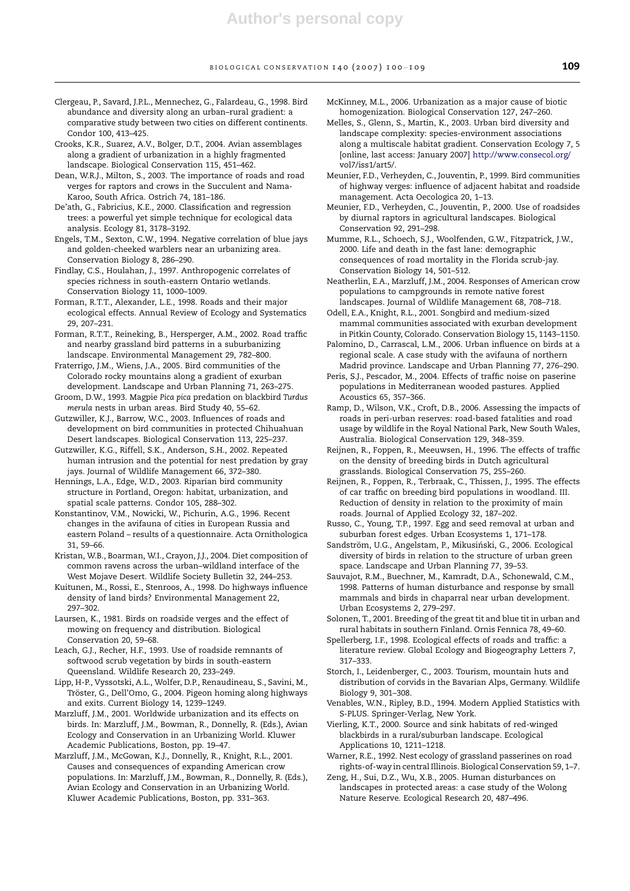Clergeau, P., Savard, J.P.L., Mennechez, G., Falardeau, G., 1998. Bird abundance and diversity along an urban–rural gradient: a comparative study between two cities on different continents. Condor 100, 413–425.

Crooks, K.R., Suarez, A.V., Bolger, D.T., 2004. Avian assemblages along a gradient of urbanization in a highly fragmented landscape. Biological Conservation 115, 451–462.

Dean, W.R.J., Milton, S., 2003. The importance of roads and road verges for raptors and crows in the Succulent and Nama-Karoo, South Africa. Ostrich 74, 181–186.

De'ath, G., Fabricius, K.E., 2000. Classification and regression trees: a powerful yet simple technique for ecological data analysis. Ecology 81, 3178–3192.

Engels, T.M., Sexton, C.W., 1994. Negative correlation of blue jays and golden-cheeked warblers near an urbanizing area. Conservation Biology 8, 286–290.

Findlay, C.S., Houlahan, J., 1997. Anthropogenic correlates of species richness in south-eastern Ontario wetlands. Conservation Biology 11, 1000–1009.

Forman, R.T.T., Alexander, L.E., 1998. Roads and their major ecological effects. Annual Review of Ecology and Systematics 29, 207–231.

Forman, R.T.T., Reineking, B., Hersperger, A.M., 2002. Road traffic and nearby grassland bird patterns in a suburbanizing landscape. Environmental Management 29, 782–800.

Fraterrigo, J.M., Wiens, J.A., 2005. Bird communities of the Colorado rocky mountains along a gradient of exurban development. Landscape and Urban Planning 71, 263–275.

Groom, D.W., 1993. Magpie *Pica pica* predation on blackbird *Turdus merula* nests in urban areas. Bird Study 40, 55–62.

Gutzwiller, K.J., Barrow, W.C., 2003. Influences of roads and development on bird communities in protected Chihuahuan Desert landscapes. Biological Conservation 113, 225–237.

Gutzwiller, K.G., Riffell, S.K., Anderson, S.H., 2002. Repeated human intrusion and the potential for nest predation by gray jays. Journal of Wildlife Management 66, 372–380.

Hennings, L.A., Edge, W.D., 2003. Riparian bird community structure in Portland, Oregon: habitat, urbanization, and spatial scale patterns. Condor 105, 288–302.

Konstantinov, V.M., Nowicki, W., Pichurin, A.G., 1996. Recent changes in the avifauna of cities in European Russia and eastern Poland – results of a questionnaire. Acta Ornithologica 31, 59–66.

Kristan, W.B., Boarman, W.I., Crayon, J.J., 2004. Diet composition of common ravens across the urban–wildland interface of the West Mojave Desert. Wildlife Society Bulletin 32, 244–253.

Kuitunen, M., Rossi, E., Stenroos, A., 1998. Do highways influence density of land birds? Environmental Management 22, 297–302.

Laursen, K., 1981. Birds on roadside verges and the effect of mowing on frequency and distribution. Biological Conservation 20, 59–68.

Leach, G.J., Recher, H.F., 1993. Use of roadside remnants of softwood scrub vegetation by birds in south-eastern Queensland. Wildlife Research 20, 233–249.

Lipp, H-P., Vyssotski, A.L., Wolfer, D.P., Renaudineau, S., Savini, M., Tröster, G., Dell'Omo, G., 2004. Pigeon homing along highways and exits. Current Biology 14, 1239–1249.

Marzluff, J.M., 2001. Worldwide urbanization and its effects on birds. In: Marzluff, J.M., Bowman, R., Donnelly, R. (Eds.), Avian Ecology and Conservation in an Urbanizing World. Kluwer Academic Publications, Boston, pp. 19–47.

Marzluff, J.M., McGowan, K.J., Donnelly, R., Knight, R.L., 2001. Causes and consequences of expanding American crow populations. In: Marzluff, J.M., Bowman, R., Donnelly, R. (Eds.), Avian Ecology and Conservation in an Urbanizing World. Kluwer Academic Publications, Boston, pp. 331–363.

McKinney, M.L., 2006. Urbanization as a major cause of biotic homogenization. Biological Conservation 127, 247–260.

Melles, S., Glenn, S., Martin, K., 2003. Urban bird diversity and landscape complexity: species-environment associations along a multiscale habitat gradient. Conservation Ecology 7, 5 [online, last access: January 2007] http://www.consecol.org/vol7/iss1/art5/.

Meunier, F.D., Verheyden, C., Jouventin, P., 1999. Bird communities of highway verges: influence of adjacent habitat and roadside management. Acta Oecologica 20, 1–13.

Meunier, F.D., Verheyden, C., Jouventin, P., 2000. Use of roadsides by diurnal raptors in agricultural landscapes. Biological Conservation 92, 291–298.

Mumme, R.L., Schoech, S.J., Woolfenden, G.W., Fitzpatrick, J.W., 2000. Life and death in the fast lane: demographic consequences of road mortality in the Florida scrub-jay. Conservation Biology 14, 501–512.

Neatherlin, E.A., Marzluff, J.M., 2004. Responses of American crow populations to campgrounds in remote native forest landscapes. Journal of Wildlife Management 68, 708–718.

Odell, E.A., Knight, R.L., 2001. Songbird and medium-sized mammal communities associated with exurban development in Pitkin County, Colorado. Conservation Biology 15, 1143–1150.

Palomino, D., Carrascal, L.M., 2006. Urban influence on birds at a regional scale. A case study with the avifauna of northern Madrid province. Landscape and Urban Planning 77, 276–290.

Peris, S.J., Pescador, M., 2004. Effects of traffic noise on paserine populations in Mediterranean wooded pastures. Applied Acoustics 65, 357–366.

Ramp, D., Wilson, V.K., Croft, D.B., 2006. Assessing the impacts of roads in peri-urban reserves: road-based fatalities and road usage by wildlife in the Royal National Park, New South Wales, Australia. Biological Conservation 129, 348–359.

Reijnen, R., Foppen, R., Meeuwsen, H., 1996. The effects of traffic on the density of breeding birds in Dutch agricultural grasslands. Biological Conservation 75, 255–260.

Reijnen, R., Foppen, R., Terbraak, C., Thissen, J., 1995. The effects of car traffic on breeding bird populations in woodland. III. Reduction of density in relation to the proximity of main roads. Journal of Applied Ecology 32, 187–202.

Russo, C., Young, T.P., 1997. Egg and seed removal at urban and suburban forest edges. Urban Ecosystems 1, 171–178.

Sandström, U.G., Angelstam, P., Mikusiński, G., 2006. Ecological diversity of birds in relation to the structure of urban green space. Landscape and Urban Planning 77, 39–53.

Sauvajot, R.M., Buechner, M., Kamradt, D.A., Schonewald, C.M., 1998. Patterns of human disturbance and response by small mammals and birds in chaparral near urban development. Urban Ecosystems 2, 279–297.

Solonen, T., 2001. Breeding of the great tit and blue tit in urban and rural habitats in southern Finland. Ornis Fennica 78, 49–60.

Spellerberg, I.F., 1998. Ecological effects of roads and traffic: a literature review. Global Ecology and Biogeography Letters 7, 317–333.

Storch, I., Leidenberger, C., 2003. Tourism, mountain huts and distribution of corvids in the Bavarian Alps, Germany. Wildlife Biology 9, 301–308.

Venables, W.N., Ripley, B.D., 1994. Modern Applied Statistics with S-PLUS. Springer-Verlag, New York.

Vierling, K.T., 2000. Source and sink habitats of red-winged blackbirds in a rural/suburban landscape. Ecological Applications 10, 1211–1218.

Warner, R.E., 1992. Nest ecology of grassland passerines on road rights-of-way in central Illinois. Biological Conservation 59, 1–7.

Zeng, H., Sui, D.Z., Wu, X.B., 2005. Human disturbances on landscapes in protected areas: a case study of the Wolong Nature Reserve. Ecological Research 20, 487–496.